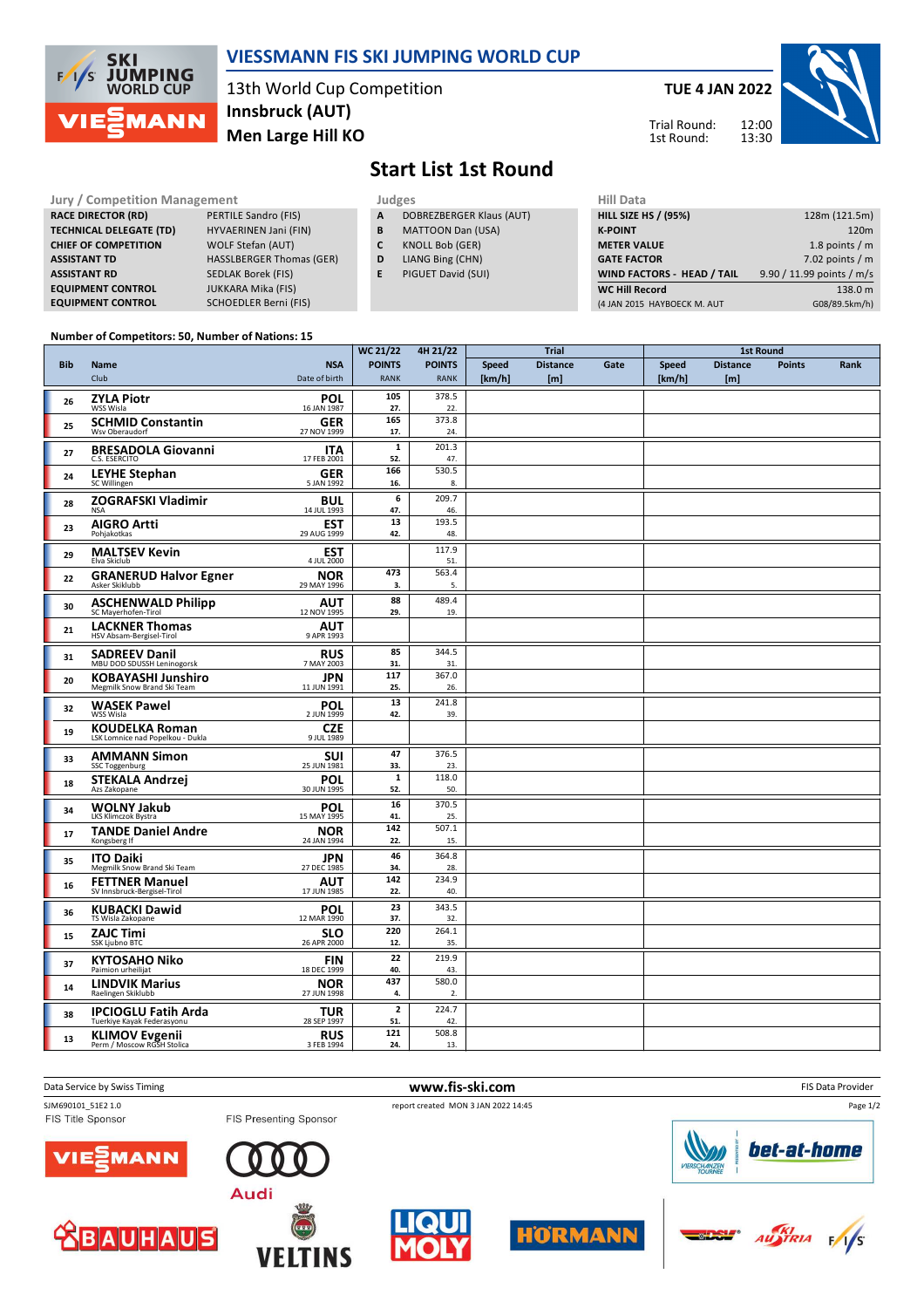# VIESSMANN FIS SKI JUMPING WORLD CUP

13th World Cup Competition
Innsbruck (AUT)
Men Large Hill KO

**TUE 4 JAN 2022**

Trial Round: 12:00
1st Round: 13:30

## Start List 1st Round

| Jury / Competition Management | |
|---|---|
| RACE DIRECTOR (RD) | PERTILE Sandro (FIS) |
| TECHNICAL DELEGATE (TD) | HYVAERINEN Jani (FIN) |
| CHIEF OF COMPETITION | WOLF Stefan (AUT) |
| ASSISTANT TD | HASSLBERGER Thomas (GER) |
| ASSISTANT RD | SEDLAK Borek (FIS) |
| EQUIPMENT CONTROL | JUKKARA Mika (FIS) |
| EQUIPMENT CONTROL | SCHOEDLER Berni (FIS) |

| Judges | |
|---|---|
| A | DOBREZBERGER Klaus (AUT) |
| B | MATTOON Dan (USA) |
| C | KNOLL Bob (GER) |
| D | LIANG Bing (CHN) |
| E | PIGUET David (SUI) |

| Hill Data | |
|---|---|
| HILL SIZE HS / (95%) | 128m (121.5m) |
| K-POINT | 120m |
| METER VALUE | 1.8 points / m |
| GATE FACTOR | 7.02 points / m |
| WIND FACTORS - HEAD / TAIL | 9.90 / 11.99 points / m/s |
| WC Hill Record | 138.0 m |
| (4 JAN 2015 HAYBOECK M. AUT | G08/89.5km/h) |

Number of Competitors: 50, Number of Nations: 15

| Bib | Name / Club | NSA / Date of birth | WC 21/22 POINTS / RANK | 4H 21/22 POINTS / RANK | Trial Speed [km/h] | Trial Distance [m] | Trial Gate | 1st Round Speed [km/h] | 1st Round Distance [m] | Points | Rank |
|---|---|---|---|---|---|---|---|---|---|---|---|
| 26 | ZYLA Piotr / WSS Wisla | POL / 16 JAN 1987 | 105 / 27. | 378.5 / 22. | | | | | | | |
| 25 | SCHMID Constantin / Wsv Oberaudorf | GER / 27 NOV 1999 | 165 / 17. | 373.8 / 24. | | | | | | | |
| 27 | BRESADOLA Giovanni / C.S. ESERCITO | ITA / 17 FEB 2001 | 1 / 52. | 201.3 / 47. | | | | | | | |
| 24 | LEYHE Stephan / SC Willingen | GER / 5 JAN 1992 | 166 / 16. | 530.5 / 8. | | | | | | | |
| 28 | ZOGRAFSKI Vladimir / NSA | BUL / 14 JUL 1993 | 6 / 47. | 209.7 / 46. | | | | | | | |
| 23 | AIGRO Artti / Pohjakotkas | EST / 29 AUG 1999 | 13 / 42. | 193.5 / 48. | | | | | | | |
| 29 | MALTSEV Kevin / Elva Skiclub | EST / 4 JUL 2000 | | 117.9 / 51. | | | | | | | |
| 22 | GRANERUD Halvor Egner / Asker Skiklubb | NOR / 29 MAY 1996 | 473 / 3. | 563.4 / 5. | | | | | | | |
| 30 | ASCHENWALD Philipp / SC Mayerhofen-Tirol | AUT / 12 NOV 1995 | 88 / 29. | 489.4 / 19. | | | | | | | |
| 21 | LACKNER Thomas / HSV Absam-Bergisel-Tirol | AUT / 9 APR 1993 | | | | | | | | | |
| 31 | SADREEV Danil / MBU DOD SDUSSH Leninogorsk | RUS / 7 MAY 2003 | 85 / 31. | 344.5 / 31. | | | | | | | |
| 20 | KOBAYASHI Junshiro / Megmilk Snow Brand Ski Team | JPN / 11 JUN 1991 | 117 / 25. | 367.0 / 26. | | | | | | | |
| 32 | WASEK Pawel / WSS Wisla | POL / 2 JUN 1999 | 13 / 42. | 241.8 / 39. | | | | | | | |
| 19 | KOUDELKA Roman / LSK Lomnice nad Popelkou - Dukla | CZE / 9 JUL 1989 | | | | | | | | | |
| 33 | AMMANN Simon / SSC Toggenburg | SUI / 25 JUN 1981 | 47 / 33. | 376.5 / 23. | | | | | | | |
| 18 | STEKALA Andrzej / Azs Zakopane | POL / 30 JUN 1995 | 1 / 52. | 118.0 / 50. | | | | | | | |
| 34 | WOLNY Jakub / LKS Klimczok Bystra | POL / 15 MAY 1995 | 16 / 41. | 370.5 / 25. | | | | | | | |
| 17 | TANDE Daniel Andre / Kongsberg If | NOR / 24 JAN 1994 | 142 / 22. | 507.1 / 15. | | | | | | | |
| 35 | ITO Daiki / Megmilk Snow Brand Ski Team | JPN / 27 DEC 1985 | 46 / 34. | 364.8 / 28. | | | | | | | |
| 16 | FETTNER Manuel / SV Innsbruck-Bergisel-Tirol | AUT / 17 JUN 1985 | 142 / 22. | 234.9 / 40. | | | | | | | |
| 36 | KUBACKI Dawid / TS Wisla Zakopane | POL / 12 MAR 1990 | 23 / 37. | 343.5 / 32. | | | | | | | |
| 15 | ZAJC Timi / SSK Ljubno BTC | SLO / 26 APR 2000 | 220 / 12. | 264.1 / 35. | | | | | | | |
| 37 | KYTOSAHO Niko / Paimion urheilijat | FIN / 18 DEC 1999 | 22 / 40. | 219.9 / 43. | | | | | | | |
| 14 | LINDVIK Marius / Raelingen Skiklubb | NOR / 27 JUN 1998 | 437 / 4. | 580.0 / 2. | | | | | | | |
| 38 | IPCIOGLU Fatih Arda / Tuerkiye Kayak Federasyonu | TUR / 28 SEP 1997 | 2 / 51. | 224.7 / 42. | | | | | | | |
| 13 | KLIMOV Evgenii / Perm / Moscow RGSH Stolica | RUS / 3 FEB 1994 | 121 / 24. | 508.8 / 13. | | | | | | | |

Data Service by Swiss Timing — www.fis-ski.com — FIS Data Provider

SJM690101_51E2 1.0 — report created MON 3 JAN 2022 14:45

FIS Title Sponsor — FIS Presenting Sponsor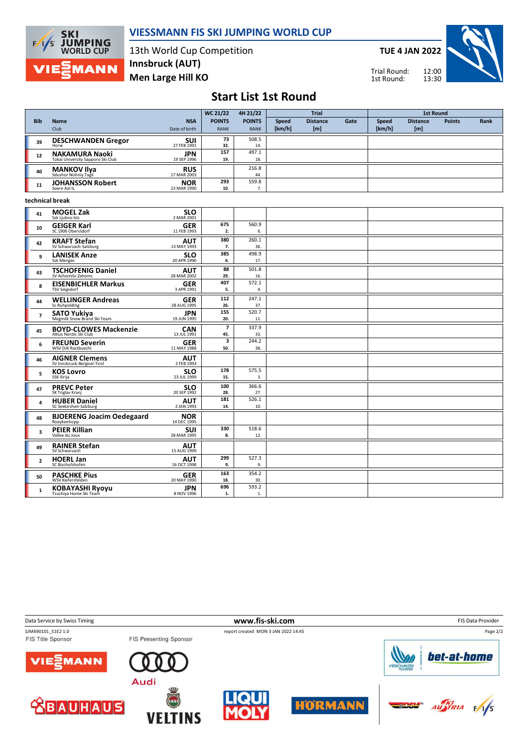# VIESSMANN FIS SKI JUMPING WORLD CUP

13th World Cup Competition
**Innsbruck (AUT)**
**Men Large Hill KO**

**TUE 4 JAN 2022**

Trial Round: 12:00
1st Round: 13:30

## Start List 1st Round

| Bib | Name / Club | NSA / Date of birth | WC 21/22 POINTS / RANK | 4H 21/22 POINTS / RANK | Trial Speed [km/h] | Trial Distance [m] | Trial Gate | 1st Round Speed [km/h] | 1st Round Distance [m] | 1st Round Points | 1st Round Rank |
|---|---|---|---|---|---|---|---|---|---|---|---|
| 39 | **DESCHWANDEN Gregor** Horw | SUI 27 FEB 1991 | 73 / 32. | 508.5 / 14. | | | | | | | |
| 12 | **NAKAMURA Naoki** Tokai University Sapporo Ski Club | JPN 19 SEP 1996 | 157 / 19. | 497.1 / 18. | | | | | | | |
| 40 | **MANKOV Ilya** Sdushor Nizhniy Tagil | RUS 17 MAR 2003 | | 216.8 / 44. | | | | | | | |
| 11 | **JOHANSSON Robert** Soere Aal IL | NOR 23 MAR 1990 | 293 / 10. | 559.8 / 7. | | | | | | | |
| | **technical break** | | | | | | | | | | |
| 41 | **MOGEL Zak** Ssk Ljubno btc | SLO 2 MAR 2001 | | | | | | | | | |
| 10 | **GEIGER Karl** SC 1906 Oberstdorf | GER 11 FEB 1993 | 675 / 2. | 560.9 / 6. | | | | | | | |
| 42 | **KRAFT Stefan** SV Schwarzach-Salzburg | AUT 13 MAY 1993 | 380 / 7. | 260.1 / 36. | | | | | | | |
| 9 | **LANISEK Anze** Ssk Menges | SLO 20 APR 1996 | 385 / 6. | 498.9 / 17. | | | | | | | |
| 43 | **TSCHOFENIG Daniel** SV Achomitz-Zahomc | AUT 28 MAR 2002 | 88 / 29. | 501.8 / 16. | | | | | | | |
| 8 | **EISENBICHLER Markus** TSV Siegsdorf | GER 3 APR 1991 | 407 / 5. | 572.1 / 4. | | | | | | | |
| 44 | **WELLINGER Andreas** Sc Ruhpolding | GER 28 AUG 1995 | 112 / 26. | 247.1 / 37. | | | | | | | |
| 7 | **SATO Yukiya** Megmilk Snow Brand Ski Team | JPN 19 JUN 1995 | 155 / 20. | 520.7 / 11. | | | | | | | |
| 45 | **BOYD-CLOWES Mackenzie** Altius Nordic Ski Club | CAN 13 JUL 1991 | 7 / 45. | 337.9 / 33. | | | | | | | |
| 6 | **FREUND Severin** WSV DJK Rastbuechl | GER 11 MAY 1988 | 3 / 50. | 244.2 / 38. | | | | | | | |
| 46 | **AIGNER Clemens** SV Innsbruck-Bergisel-Tirol | AUT 2 FEB 1993 | | | | | | | | | |
| 5 | **KOS Lovro** SSK Ilirija | SLO 23 JUL 1999 | 178 / 15. | 575.5 / 3. | | | | | | | |
| 47 | **PREVC Peter** SK Triglav Kranj | SLO 20 SEP 1992 | 100 / 28. | 366.6 / 27. | | | | | | | |
| 4 | **HUBER Daniel** SC Seekirchen-Salzburg | AUT 2 JAN 1993 | 181 / 14. | 526.1 / 10. | | | | | | | |
| 48 | **BJOERENG Joacim Oedegaard** Roeyekenhopp | NOR 14 DEC 1995 | | | | | | | | | |
| 3 | **PEIER Killian** Vallee du Joux | SUI 28 MAR 1995 | 330 / 8. | 518.6 / 12. | | | | | | | |
| 49 | **RAINER Stefan** SV Schwarzach | AUT 15 AUG 1999 | | | | | | | | | |
| 2 | **HOERL Jan** SC Bischofshofen | AUT 16 OCT 1998 | 299 / 9. | 527.3 / 9. | | | | | | | |
| 50 | **PASCHKE Pius** WSV Kiefersfelden | GER 20 MAY 1990 | 163 / 18. | 354.2 / 30. | | | | | | | |
| 1 | **KOBAYASHI Ryoyu** Tsuchiya Home Ski Team | JPN 8 NOV 1996 | 696 / 1. | 593.2 / 1. | | | | | | | |

Data Service by Swiss Timing — www.fis-ski.com — FIS Data Provider

SJM690101_51E2 1.0 — report created MON 3 JAN 2022 14:45